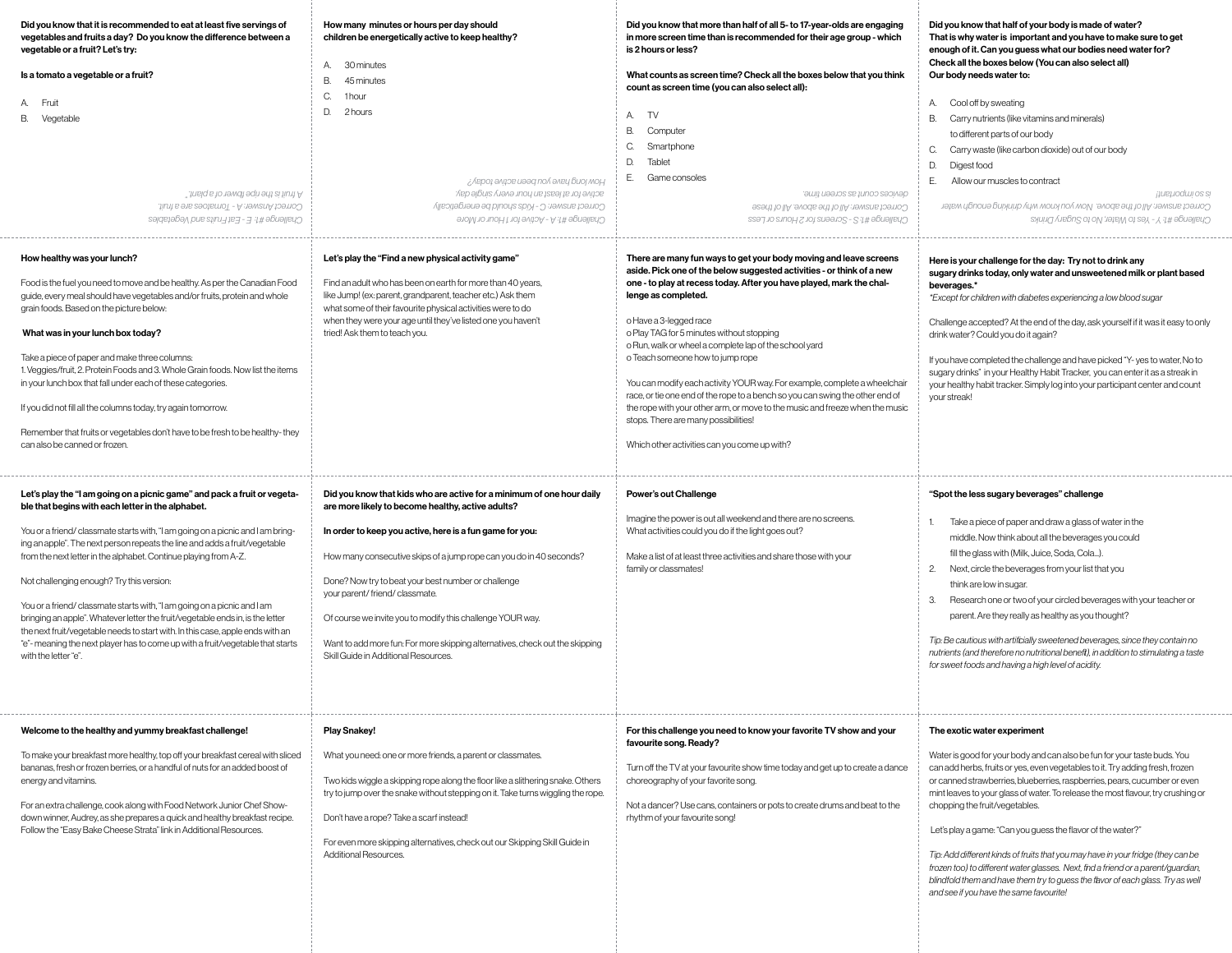**Did you know that it is recommended to eat at least five servings of vegetables and fruits a day? Do you know the difference between a vegetable or a fruit? Let's try:**

**Is a tomato a vegetable or a fruit?**

A. Fruit
B. Vegetable

*Challenge #1: E - Eat Fruits and Vegetables*
*Correct Answer: A - Tomatoes are a fruit.*
*A fruit is the ripe flower of a plant.*

---

**How many minutes or hours per day should children be energetically active to keep healthy?**

A. 30 minutes
B. 45 minutes
C. 1 hour
D. 2 hours

*Challenge #1: A - Active for 1 Hour or More*
*Correct answer: C - Kids should be energetically active for at least an hour every single day.*
*How long have you been active today?*

---

**Did you know that more than half of all 5- to 17-year-olds are engaging in more screen time than is recommended for their age group - which is 2 hours or less?**

**What counts as screen time? Check all the boxes below that you think count as screen time (you can also select all):**

A. TV
B. Computer
C. Smartphone
D. Tablet
E. Game consoles

*Challenge #1: S - Screens for 2 Hours or Less*
*Correct answer: All of the above. All of these devices count as screen time.*

---

**Did you know that half of your body is made of water? That is why water is important and you have to make sure to get enough of it. Can you guess what our bodies need water for? Check all the boxes below (You can also select all) Our body needs water to:**

A. Cool off by sweating
B. Carry nutrients (like vitamins and minerals) to different parts of our body
C. Carry waste (like carbon dioxide) out of our body
D. Digest food
E. Allow our muscles to contract

*Challenge #1: Y - Yes to Water, No to Sugary Drinks*
*Correct answer: All of the above. Now you know why drinking enough water is so important!*

---

**How healthy was your lunch?**

Food is the fuel you need to move and be healthy. As per the Canadian Food guide, every meal should have vegetables and/or fruits, protein and whole grain foods. Based on the picture below:

**What was in your lunch box today?**

Take a piece of paper and make three columns:
1. Veggies/fruit, 2. Protein Foods and 3. Whole Grain foods. Now list the items in your lunch box that fall under each of these categories.

If you did not fill all the columns today, try again tomorrow.

Remember that fruits or vegetables don't have to be fresh to be healthy- they can also be canned or frozen.

---

**Let's play the "Find a new physical activity game"**

Find an adult who has been on earth for more than 40 years, like Jump! (ex: parent, grandparent, teacher etc.) Ask them what some of their favourite physical activities were to do when they were your age until they've listed one you haven't tried! Ask them to teach you.

---

**There are many fun ways to get your body moving and leave screens aside. Pick one of the below suggested activities - or think of a new one - to play at recess today. After you have played, mark the challenge as completed.**

- o Have a 3-legged race
- o Play TAG for 5 minutes without stopping
- o Run, walk or wheel a complete lap of the school yard
- o Teach someone how to jump rope

You can modify each activity YOUR way. For example, complete a wheelchair race, or tie one end of the rope to a bench so you can swing the other end of the rope with your other arm, or move to the music and freeze when the music stops. There are many possibilities!

Which other activities can you come up with?

---

**Here is your challenge for the day: Try not to drink any sugary drinks today, only water and unsweetened milk or plant based beverages.***

*\*Except for children with diabetes experiencing a low blood sugar*

Challenge accepted? At the end of the day, ask yourself if it was it easy to only drink water? Could you do it again?

If you have completed the challenge and have picked "Y- yes to water, No to sugary drinks" in your Healthy Habit Tracker, you can enter it as a streak in your healthy habit tracker. Simply log into your participant center and count your streak!

---

**Let's play the "I am going on a picnic game" and pack a fruit or vegetable that begins with each letter in the alphabet.**

You or a friend/ classmate starts with, "I am going on a picnic and I am bringing an apple". The next person repeats the line and adds a fruit/vegetable from the next letter in the alphabet. Continue playing from A-Z.

Not challenging enough? Try this version:

You or a friend/ classmate starts with, "I am going on a picnic and I am bringing an apple". Whatever letter the fruit/vegetable ends in, is the letter the next fruit/vegetable needs to start with. In this case, apple ends with an "e"- meaning the next player has to come up with a fruit/vegetable that starts with the letter "e".

---

**Did you know that kids who are active for a minimum of one hour daily are more likely to become healthy, active adults?**

**In order to keep you active, here is a fun game for you:**

How many consecutive skips of a jump rope can you do in 40 seconds?

Done? Now try to beat your best number or challenge your parent/ friend/ classmate.

Of course we invite you to modify this challenge YOUR way.

Want to add more fun: For more skipping alternatives, check out the skipping Skill Guide in Additional Resources.

---

**Power's out Challenge**

Imagine the power is out all weekend and there are no screens. What activities could you do if the light goes out?

Make a list of at least three activities and share those with your family or classmates!

---

**"Spot the less sugary beverages" challenge**

1. Take a piece of paper and draw a glass of water in the middle. Now think about all the beverages you could fill the glass with (Milk, Juice, Soda, Cola...).
2. Next, circle the beverages from your list that you think are low in sugar.
3. Research one or two of your circled beverages with your teacher or parent. Are they really as healthy as you thought?

*Tip: Be cautious with artificially sweetened beverages, since they contain no nutrients (and therefore no nutritional benefit), in addition to stimulating a taste for sweet foods and having a high level of acidity.*

---

**Welcome to the healthy and yummy breakfast challenge!**

To make your breakfast more healthy, top off your breakfast cereal with sliced bananas, fresh or frozen berries, or a handful of nuts for an added boost of energy and vitamins.

For an extra challenge, cook along with Food Network Junior Chef Showdown winner, Audrey, as she prepares a quick and healthy breakfast recipe. Follow the "Easy Bake Cheese Strata" link in Additional Resources.

---

**Play Snakey!**

What you need: one or more friends, a parent or classmates.

Two kids wiggle a skipping rope along the floor like a slithering snake. Others try to jump over the snake without stepping on it. Take turns wiggling the rope.

Don't have a rope? Take a scarf instead!

For even more skipping alternatives, check out our Skipping Skill Guide in Additional Resources.

---

**For this challenge you need to know your favorite TV show and your favourite song. Ready?**

Turn off the TV at your favourite show time today and get up to create a dance choreography of your favorite song.

Not a dancer? Use cans, containers or pots to create drums and beat to the rhythm of your favourite song!

---

**The exotic water experiment**

Water is good for your body and can also be fun for your taste buds. You can add herbs, fruits or yes, even vegetables to it. Try adding fresh, frozen or canned strawberries, blueberries, raspberries, pears, cucumber or even mint leaves to your glass of water. To release the most flavour, try crushing or chopping the fruit/vegetables.

Let's play a game: "Can you guess the flavor of the water?"

*Tip: Add different kinds of fruits that you may have in your fridge (they can be frozen too) to different water glasses. Next, find a friend or a parent/guardian, blindfold them and have them try to guess the flavor of each glass. Try as well and see if you have the same favourite!*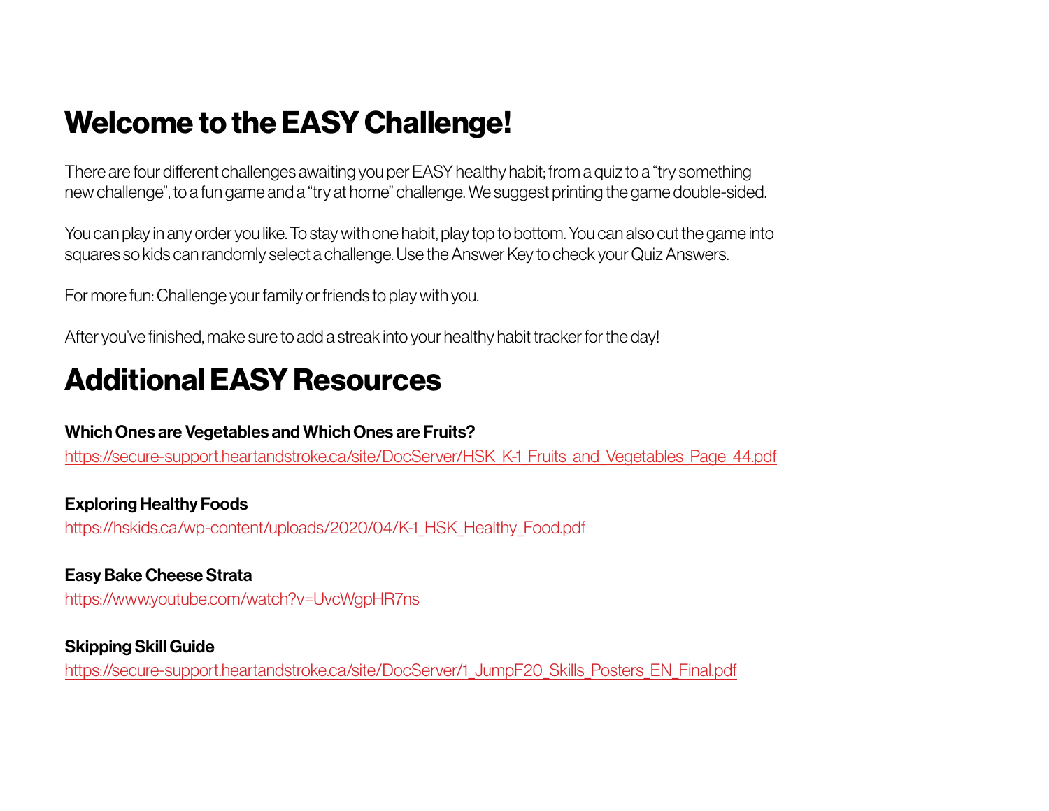# Welcome to the EASY Challenge!

There are four different challenges awaiting you per EASY healthy habit; from a quiz to a "try something new challenge", to a fun game and a "try at home" challenge. We suggest printing the game double-sided.

You can play in any order you like. To stay with one habit, play top to bottom. You can also cut the game into squares so kids can randomly select a challenge. Use the Answer Key to check your Quiz Answers.

For more fun: Challenge your family or friends to play with you.

After you've finished, make sure to add a streak into your healthy habit tracker for the day!

# Additional EASY Resources

**Which Ones are Vegetables and Which Ones are Fruits?**

https://secure-support.heartandstroke.ca/site/DocServer/HSK_K-1_Fruits_and_Vegetables_Page_44.pdf

**Exploring Healthy Foods**

https://hskids.ca/wp-content/uploads/2020/04/K-1_HSK_Healthy_Food.pdf

**Easy Bake Cheese Strata**

https://www.youtube.com/watch?v=UvcWgpHR7ns

**Skipping Skill Guide**

https://secure-support.heartandstroke.ca/site/DocServer/1_JumpF20_Skills_Posters_EN_Final.pdf